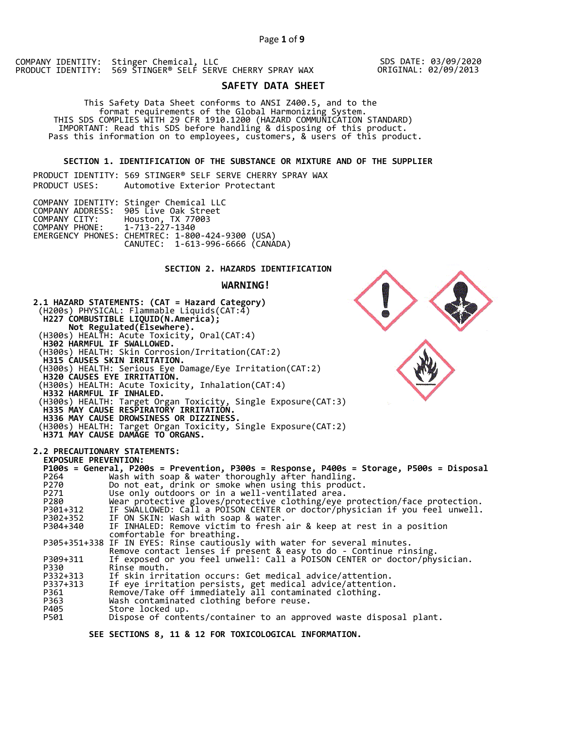COMPANY IDENTITY: Stinger Chemical, LLC
PRODUCT IDENTITY: 569 STINGER® SELF SERVE CHERRY SPRAY WAX

SDS DATE: 03/09/2020
ORIGINAL: 02/09/2013

# SAFETY DATA SHEET

This Safety Data Sheet conforms to ANSI Z400.5, and to the format requirements of the Global Harmonizing System.
THIS SDS COMPLIES WITH 29 CFR 1910.1200 (HAZARD COMMUNICATION STANDARD)
IMPORTANT: Read this SDS before handling & disposing of this product.
Pass this information on to employees, customers, & users of this product.

## SECTION 1. IDENTIFICATION OF THE SUBSTANCE OR MIXTURE AND OF THE SUPPLIER

PRODUCT IDENTITY: 569 STINGER® SELF SERVE CHERRY SPRAY WAX
PRODUCT USES: Automotive Exterior Protectant

COMPANY IDENTITY: Stinger Chemical LLC
COMPANY ADDRESS: 905 Live Oak Street
COMPANY CITY: Houston, TX 77003
COMPANY PHONE: 1-713-227-1340
EMERGENCY PHONES: CHEMTREC: 1-800-424-9300 (USA)
CANUTEC: 1-613-996-6666 (CANADA)

## SECTION 2. HAZARDS IDENTIFICATION

**WARNING!**

**2.1 HAZARD STATEMENTS: (CAT = Hazard Category)**

(H200s) PHYSICAL: Flammable Liquids(CAT:4)
**H227 COMBUSTIBLE LIQUID(N.America);**
**Not Regulated(Elsewhere).**
(H300s) HEALTH: Acute Toxicity, Oral(CAT:4)
**H302 HARMFUL IF SWALLOWED.**
(H300s) HEALTH: Skin Corrosion/Irritation(CAT:2)
**H315 CAUSES SKIN IRRITATION.**
(H300s) HEALTH: Serious Eye Damage/Eye Irritation(CAT:2)
**H320 CAUSES EYE IRRITATION.**
(H300s) HEALTH: Acute Toxicity, Inhalation(CAT:4)
**H332 HARMFUL IF INHALED.**
(H300s) HEALTH: Target Organ Toxicity, Single Exposure(CAT:3)
**H335 MAY CAUSE RESPIRATORY IRRITATION.**
**H336 MAY CAUSE DROWSINESS OR DIZZINESS.**
(H300s) HEALTH: Target Organ Toxicity, Single Exposure(CAT:2)
**H371 MAY CAUSE DAMAGE TO ORGANS.**

**2.2 PRECAUTIONARY STATEMENTS:**

**EXPOSURE PREVENTION:**
**P100s = General, P200s = Prevention, P300s = Response, P400s = Storage, P500s = Disposal**

| | |
|---|---|
| P264 | Wash with soap & water thoroughly after handling. |
| P270 | Do not eat, drink or smoke when using this product. |
| P271 | Use only outdoors or in a well-ventilated area. |
| P280 | Wear protective gloves/protective clothing/eye protection/face protection. |
| P301+312 | IF SWALLOWED: Call a POISON CENTER or doctor/physician if you feel unwell. |
| P302+352 | IF ON SKIN: Wash with soap & water. |
| P304+340 | IF INHALED: Remove victim to fresh air & keep at rest in a position comfortable for breathing. |
| P305+351+338 | IF IN EYES: Rinse cautiously with water for several minutes. Remove contact lenses if present & easy to do - Continue rinsing. |
| P309+311 | If exposed or you feel unwell: Call a POISON CENTER or doctor/physician. |
| P330 | Rinse mouth. |
| P332+313 | If skin irritation occurs: Get medical advice/attention. |
| P337+313 | If eye irritation persists, get medical advice/attention. |
| P361 | Remove/Take off immediately all contaminated clothing. |
| P363 | Wash contaminated clothing before reuse. |
| P405 | Store locked up. |
| P501 | Dispose of contents/container to an approved waste disposal plant. |

**SEE SECTIONS 8, 11 & 12 FOR TOXICOLOGICAL INFORMATION.**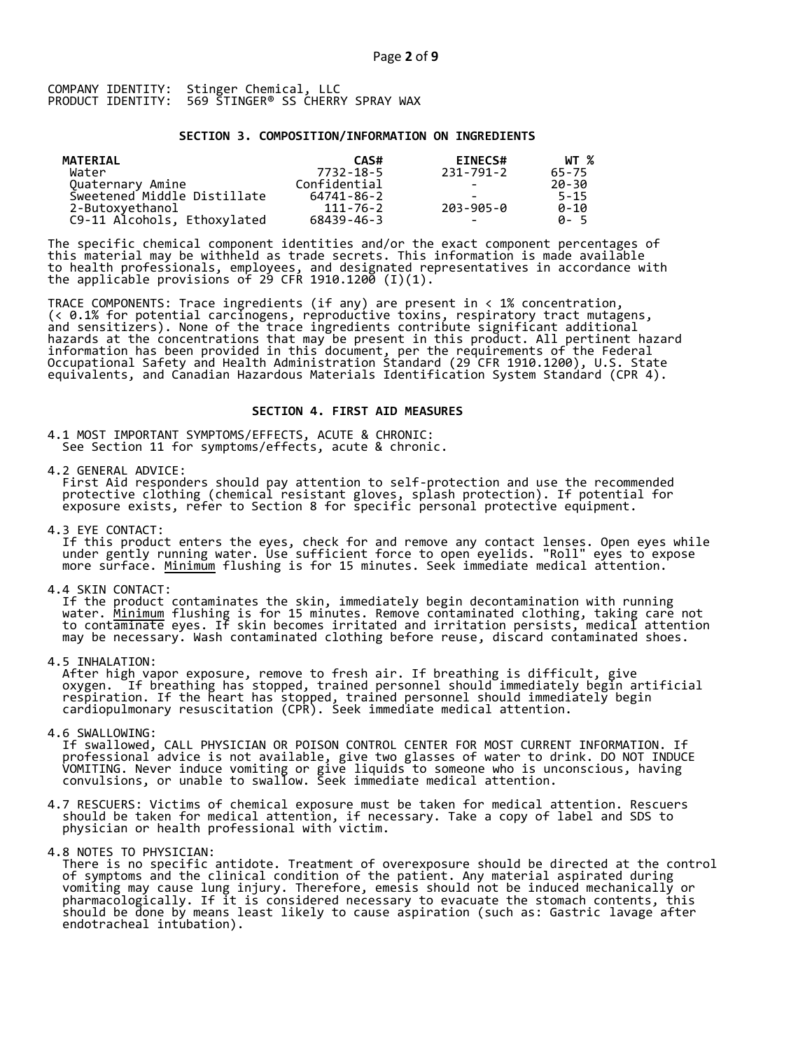COMPANY IDENTITY: Stinger Chemical, LLC
PRODUCT IDENTITY: 569 STINGER® SS CHERRY SPRAY WAX

## SECTION 3. COMPOSITION/INFORMATION ON INGREDIENTS

| MATERIAL | CAS# | EINECS# | WT % |
|---|---|---|---|
| Water | 7732-18-5 | 231-791-2 | 65-75 |
| Quaternary Amine | Confidential | - | 20-30 |
| Sweetened Middle Distillate | 64741-86-2 | - | 5-15 |
| 2-Butoxyethanol | 111-76-2 | 203-905-0 | 0-10 |
| C9-11 Alcohols, Ethoxylated | 68439-46-3 | - | 0- 5 |

The specific chemical component identities and/or the exact component percentages of this material may be withheld as trade secrets. This information is made available to health professionals, employees, and designated representatives in accordance with the applicable provisions of 29 CFR 1910.1200 (I)(1).

TRACE COMPONENTS: Trace ingredients (if any) are present in < 1% concentration, (< 0.1% for potential carcinogens, reproductive toxins, respiratory tract mutagens, and sensitizers). None of the trace ingredients contribute significant additional hazards at the concentrations that may be present in this product. All pertinent hazard information has been provided in this document, per the requirements of the Federal Occupational Safety and Health Administration Standard (29 CFR 1910.1200), U.S. State equivalents, and Canadian Hazardous Materials Identification System Standard (CPR 4).

## SECTION 4. FIRST AID MEASURES

4.1 MOST IMPORTANT SYMPTOMS/EFFECTS, ACUTE & CHRONIC:
See Section 11 for symptoms/effects, acute & chronic.

4.2 GENERAL ADVICE:
First Aid responders should pay attention to self-protection and use the recommended protective clothing (chemical resistant gloves, splash protection). If potential for exposure exists, refer to Section 8 for specific personal protective equipment.

4.3 EYE CONTACT:
If this product enters the eyes, check for and remove any contact lenses. Open eyes while under gently running water. Use sufficient force to open eyelids. "Roll" eyes to expose more surface. Minimum flushing is for 15 minutes. Seek immediate medical attention.

4.4 SKIN CONTACT:
If the product contaminates the skin, immediately begin decontamination with running water. Minimum flushing is for 15 minutes. Remove contaminated clothing, taking care not to contaminate eyes. If skin becomes irritated and irritation persists, medical attention may be necessary. Wash contaminated clothing before reuse, discard contaminated shoes.

4.5 INHALATION:
After high vapor exposure, remove to fresh air. If breathing is difficult, give oxygen. If breathing has stopped, trained personnel should immediately begin artificial respiration. If the heart has stopped, trained personnel should immediately begin cardiopulmonary resuscitation (CPR). Seek immediate medical attention.

4.6 SWALLOWING:
If swallowed, CALL PHYSICIAN OR POISON CONTROL CENTER FOR MOST CURRENT INFORMATION. If professional advice is not available, give two glasses of water to drink. DO NOT INDUCE VOMITING. Never induce vomiting or give liquids to someone who is unconscious, having convulsions, or unable to swallow. Seek immediate medical attention.

4.7 RESCUERS: Victims of chemical exposure must be taken for medical attention. Rescuers should be taken for medical attention, if necessary. Take a copy of label and SDS to physician or health professional with victim.

4.8 NOTES TO PHYSICIAN:
There is no specific antidote. Treatment of overexposure should be directed at the control of symptoms and the clinical condition of the patient. Any material aspirated during vomiting may cause lung injury. Therefore, emesis should not be induced mechanically or pharmacologically. If it is considered necessary to evacuate the stomach contents, this should be done by means least likely to cause aspiration (such as: Gastric lavage after endotracheal intubation).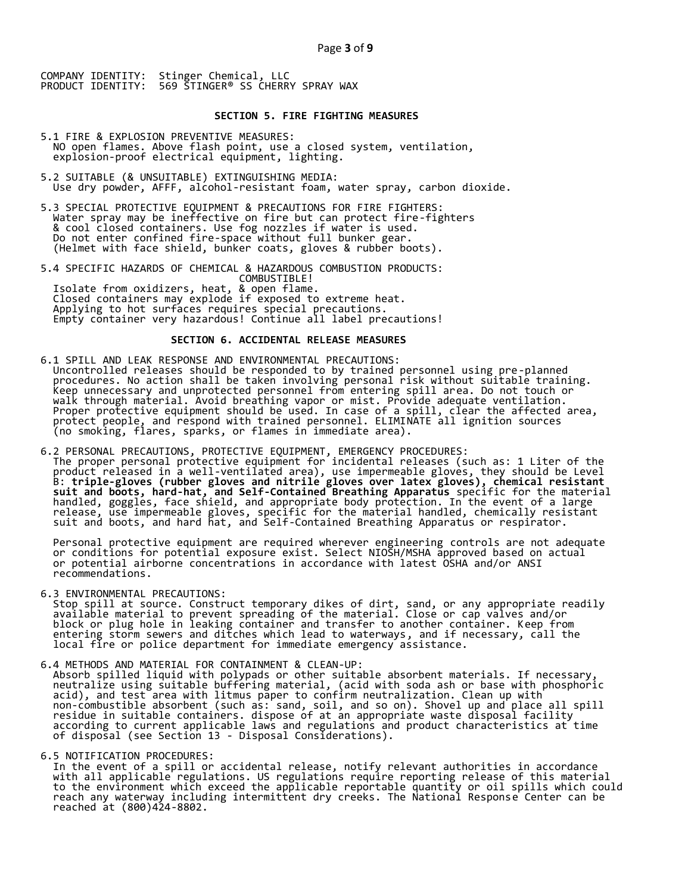COMPANY IDENTITY: Stinger Chemical, LLC
PRODUCT IDENTITY: 569 STINGER® SS CHERRY SPRAY WAX

## SECTION 5. FIRE FIGHTING MEASURES

5.1 FIRE & EXPLOSION PREVENTIVE MEASURES:
NO open flames. Above flash point, use a closed system, ventilation, explosion-proof electrical equipment, lighting.

5.2 SUITABLE (& UNSUITABLE) EXTINGUISHING MEDIA:
Use dry powder, AFFF, alcohol-resistant foam, water spray, carbon dioxide.

5.3 SPECIAL PROTECTIVE EQUIPMENT & PRECAUTIONS FOR FIRE FIGHTERS:
Water spray may be ineffective on fire but can protect fire-fighters & cool closed containers. Use fog nozzles if water is used. Do not enter confined fire-space without full bunker gear. (Helmet with face shield, bunker coats, gloves & rubber boots).

5.4 SPECIFIC HAZARDS OF CHEMICAL & HAZARDOUS COMBUSTION PRODUCTS:
COMBUSTIBLE!
Isolate from oxidizers, heat, & open flame.
Closed containers may explode if exposed to extreme heat.
Applying to hot surfaces requires special precautions.
Empty container very hazardous! Continue all label precautions!

## SECTION 6. ACCIDENTAL RELEASE MEASURES

6.1 SPILL AND LEAK RESPONSE AND ENVIRONMENTAL PRECAUTIONS:
Uncontrolled releases should be responded to by trained personnel using pre-planned procedures. No action shall be taken involving personal risk without suitable training. Keep unnecessary and unprotected personnel from entering spill area. Do not touch or walk through material. Avoid breathing vapor or mist. Provide adequate ventilation. Proper protective equipment should be used. In case of a spill, clear the affected area, protect people, and respond with trained personnel. ELIMINATE all ignition sources (no smoking, flares, sparks, or flames in immediate area).

6.2 PERSONAL PRECAUTIONS, PROTECTIVE EQUIPMENT, EMERGENCY PROCEDURES:
The proper personal protective equipment for incidental releases (such as: 1 Liter of the product released in a well-ventilated area), use impermeable gloves, they should be Level B: **triple-gloves (rubber gloves and nitrile gloves over latex gloves), chemical resistant suit and boots, hard-hat, and Self-Contained Breathing Apparatus** specific for the material handled, goggles, face shield, and appropriate body protection. In the event of a large release, use impermeable gloves, specific for the material handled, chemically resistant suit and boots, and hard hat, and Self-Contained Breathing Apparatus or respirator.

Personal protective equipment are required wherever engineering controls are not adequate or conditions for potential exposure exist. Select NIOSH/MSHA approved based on actual or potential airborne concentrations in accordance with latest OSHA and/or ANSI recommendations.

6.3 ENVIRONMENTAL PRECAUTIONS:
Stop spill at source. Construct temporary dikes of dirt, sand, or any appropriate readily available material to prevent spreading of the material. Close or cap valves and/or block or plug hole in leaking container and transfer to another container. Keep from entering storm sewers and ditches which lead to waterways, and if necessary, call the local fire or police department for immediate emergency assistance.

6.4 METHODS AND MATERIAL FOR CONTAINMENT & CLEAN-UP:
Absorb spilled liquid with polypads or other suitable absorbent materials. If necessary, neutralize using suitable buffering material, (acid with soda ash or base with phosphoric acid), and test area with litmus paper to confirm neutralization. Clean up with non-combustible absorbent (such as: sand, soil, and so on). Shovel up and place all spill residue in suitable containers. dispose of at an appropriate waste disposal facility according to current applicable laws and regulations and product characteristics at time of disposal (see Section 13 - Disposal Considerations).

6.5 NOTIFICATION PROCEDURES:
In the event of a spill or accidental release, notify relevant authorities in accordance with all applicable regulations. US regulations require reporting release of this material to the environment which exceed the applicable reportable quantity or oil spills which could reach any waterway including intermittent dry creeks. The National Response Center can be reached at (800)424-8802.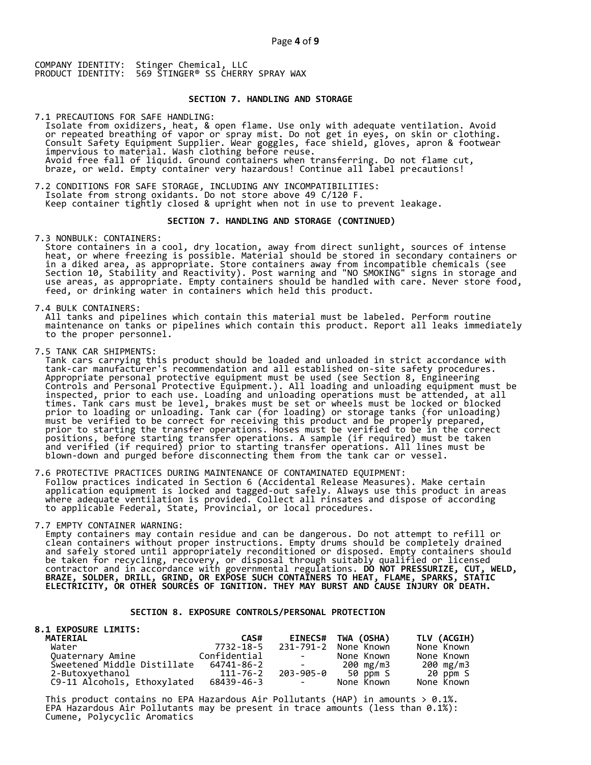COMPANY IDENTITY: Stinger Chemical, LLC
PRODUCT IDENTITY: 569 STINGER® SS CHERRY SPRAY WAX

## SECTION 7. HANDLING AND STORAGE

7.1 PRECAUTIONS FOR SAFE HANDLING:
Isolate from oxidizers, heat, & open flame. Use only with adequate ventilation. Avoid or repeated breathing of vapor or spray mist. Do not get in eyes, on skin or clothing. Consult Safety Equipment Supplier. Wear goggles, face shield, gloves, apron & footwear impervious to material. Wash clothing before reuse.
Avoid free fall of liquid. Ground containers when transferring. Do not flame cut, braze, or weld. Empty container very hazardous! Continue all label precautions!

7.2 CONDITIONS FOR SAFE STORAGE, INCLUDING ANY INCOMPATIBILITIES:
Isolate from strong oxidants. Do not store above 49 C/120 F.
Keep container tightly closed & upright when not in use to prevent leakage.

## SECTION 7. HANDLING AND STORAGE (CONTINUED)

7.3 NONBULK: CONTAINERS:
Store containers in a cool, dry location, away from direct sunlight, sources of intense heat, or where freezing is possible. Material should be stored in secondary containers or in a diked area, as appropriate. Store containers away from incompatible chemicals (see Section 10, Stability and Reactivity). Post warning and "NO SMOKING" signs in storage and use areas, as appropriate. Empty containers should be handled with care. Never store food, feed, or drinking water in containers which held this product.

7.4 BULK CONTAINERS:
All tanks and pipelines which contain this material must be labeled. Perform routine maintenance on tanks or pipelines which contain this product. Report all leaks immediately to the proper personnel.

7.5 TANK CAR SHIPMENTS:
Tank cars carrying this product should be loaded and unloaded in strict accordance with tank-car manufacturer's recommendation and all established on-site safety procedures. Appropriate personal protective equipment must be used (see Section 8, Engineering Controls and Personal Protective Equipment.). All loading and unloading equipment must be inspected, prior to each use. Loading and unloading operations must be attended, at all times. Tank cars must be level, brakes must be set or wheels must be locked or blocked prior to loading or unloading. Tank car (for loading) or storage tanks (for unloading) must be verified to be correct for receiving this product and be properly prepared, prior to starting the transfer operations. Hoses must be verified to be in the correct positions, before starting transfer operations. A sample (if required) must be taken and verified (if required) prior to starting transfer operations. All lines must be blown-down and purged before disconnecting them from the tank car or vessel.

7.6 PROTECTIVE PRACTICES DURING MAINTENANCE OF CONTAMINATED EQUIPMENT:
Follow practices indicated in Section 6 (Accidental Release Measures). Make certain application equipment is locked and tagged-out safely. Always use this product in areas where adequate ventilation is provided. Collect all rinsates and dispose of according to applicable Federal, State, Provincial, or local procedures.

7.7 EMPTY CONTAINER WARNING:
Empty containers may contain residue and can be dangerous. Do not attempt to refill or clean containers without proper instructions. Empty drums should be completely drained and safely stored until appropriately reconditioned or disposed. Empty containers should be taken for recycling, recovery, or disposal through suitably qualified or licensed contractor and in accordance with governmental regulations. **DO NOT PRESSURIZE, CUT, WELD, BRAZE, SOLDER, DRILL, GRIND, OR EXPOSE SUCH CONTAINERS TO HEAT, FLAME, SPARKS, STATIC ELECTRICITY, OR OTHER SOURCES OF IGNITION. THEY MAY BURST AND CAUSE INJURY OR DEATH.**

## SECTION 8. EXPOSURE CONTROLS/PERSONAL PROTECTION

**8.1 EXPOSURE LIMITS:**

| MATERIAL | CAS# | EINECS# | TWA (OSHA) | TLV (ACGIH) |
|---|---|---|---|---|
| Water | 7732-18-5 | 231-791-2 | None Known | None Known |
| Quaternary Amine | Confidential | - | None Known | None Known |
| Sweetened Middle Distillate | 64741-86-2 | - | 200 mg/m3 | 200 mg/m3 |
| 2-Butoxyethanol | 111-76-2 | 203-905-0 | 50 ppm S | 20 ppm S |
| C9-11 Alcohols, Ethoxylated | 68439-46-3 | - | None Known | None Known |

This product contains no EPA Hazardous Air Pollutants (HAP) in amounts > 0.1%.
EPA Hazardous Air Pollutants may be present in trace amounts (less than 0.1%):
Cumene, Polycyclic Aromatics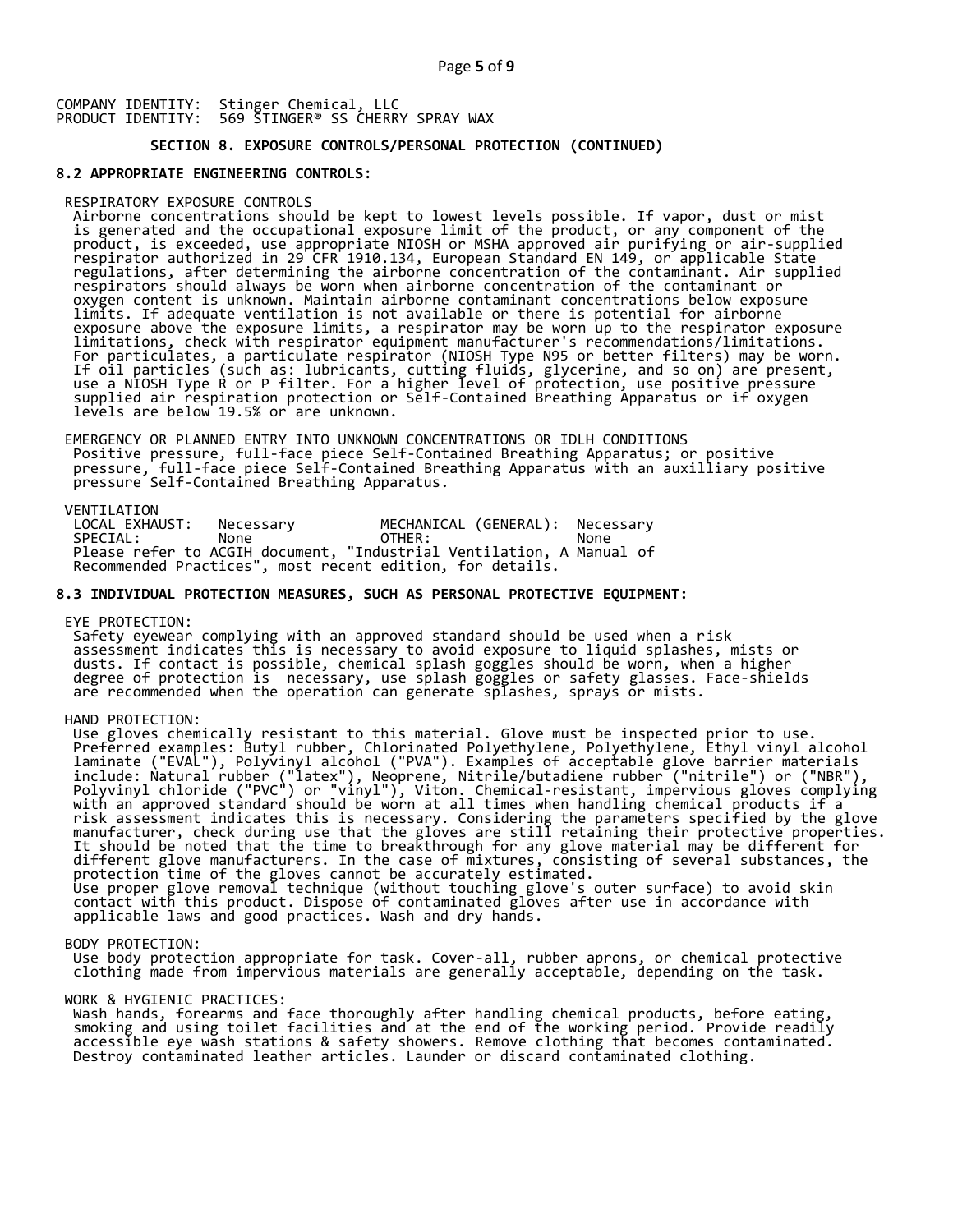COMPANY IDENTITY: Stinger Chemical, LLC
PRODUCT IDENTITY: 569 STINGER® SS CHERRY SPRAY WAX

## SECTION 8. EXPOSURE CONTROLS/PERSONAL PROTECTION (CONTINUED)

### 8.2 APPROPRIATE ENGINEERING CONTROLS:

RESPIRATORY EXPOSURE CONTROLS

Airborne concentrations should be kept to lowest levels possible. If vapor, dust or mist is generated and the occupational exposure limit of the product, or any component of the product, is exceeded, use appropriate NIOSH or MSHA approved air purifying or air-supplied respirator authorized in 29 CFR 1910.134, European Standard EN 149, or applicable State regulations, after determining the airborne concentration of the contaminant. Air supplied respirators should always be worn when airborne concentration of the contaminant or oxygen content is unknown. Maintain airborne contaminant concentrations below exposure limits. If adequate ventilation is not available or there is potential for airborne exposure above the exposure limits, a respirator may be worn up to the respirator exposure limitations, check with respirator equipment manufacturer's recommendations/limitations. For particulates, a particulate respirator (NIOSH Type N95 or better filters) may be worn. If oil particles (such as: lubricants, cutting fluids, glycerine, and so on) are present, use a NIOSH Type R or P filter. For a higher level of protection, use positive pressure supplied air respiration protection or Self-Contained Breathing Apparatus or if oxygen levels are below 19.5% or are unknown.

EMERGENCY OR PLANNED ENTRY INTO UNKNOWN CONCENTRATIONS OR IDLH CONDITIONS

Positive pressure, full-face piece Self-Contained Breathing Apparatus; or positive pressure, full-face piece Self-Contained Breathing Apparatus with an auxilliary positive pressure Self-Contained Breathing Apparatus.

VENTILATION

| LOCAL EXHAUST: | Necessary | MECHANICAL (GENERAL): | Necessary |
|---|---|---|---|
| SPECIAL: | None | OTHER: | None |

Please refer to ACGIH document, "Industrial Ventilation, A Manual of Recommended Practices", most recent edition, for details.

### 8.3 INDIVIDUAL PROTECTION MEASURES, SUCH AS PERSONAL PROTECTIVE EQUIPMENT:

EYE PROTECTION:

Safety eyewear complying with an approved standard should be used when a risk assessment indicates this is necessary to avoid exposure to liquid splashes, mists or dusts. If contact is possible, chemical splash goggles should be worn, when a higher degree of protection is necessary, use splash goggles or safety glasses. Face-shields are recommended when the operation can generate splashes, sprays or mists.

HAND PROTECTION:

Use gloves chemically resistant to this material. Glove must be inspected prior to use. Preferred examples: Butyl rubber, Chlorinated Polyethylene, Polyethylene, Ethyl vinyl alcohol laminate ("EVAL"), Polyvinyl alcohol ("PVA"). Examples of acceptable glove barrier materials include: Natural rubber ("latex"), Neoprene, Nitrile/butadiene rubber ("nitrile") or ("NBR"), Polyvinyl chloride ("PVC") or "vinyl"), Viton. Chemical-resistant, impervious gloves complying with an approved standard should be worn at all times when handling chemical products if a risk assessment indicates this is necessary. Considering the parameters specified by the glove manufacturer, check during use that the gloves are still retaining their protective properties. It should be noted that the time to breakthrough for any glove material may be different for different glove manufacturers. In the case of mixtures, consisting of several substances, the protection time of the gloves cannot be accurately estimated.
Use proper glove removal technique (without touching glove's outer surface) to avoid skin contact with this product. Dispose of contaminated gloves after use in accordance with applicable laws and good practices. Wash and dry hands.

BODY PROTECTION:

Use body protection appropriate for task. Cover-all, rubber aprons, or chemical protective clothing made from impervious materials are generally acceptable, depending on the task.

WORK & HYGIENIC PRACTICES:

Wash hands, forearms and face thoroughly after handling chemical products, before eating, smoking and using toilet facilities and at the end of the working period. Provide readily accessible eye wash stations & safety showers. Remove clothing that becomes contaminated. Destroy contaminated leather articles. Launder or discard contaminated clothing.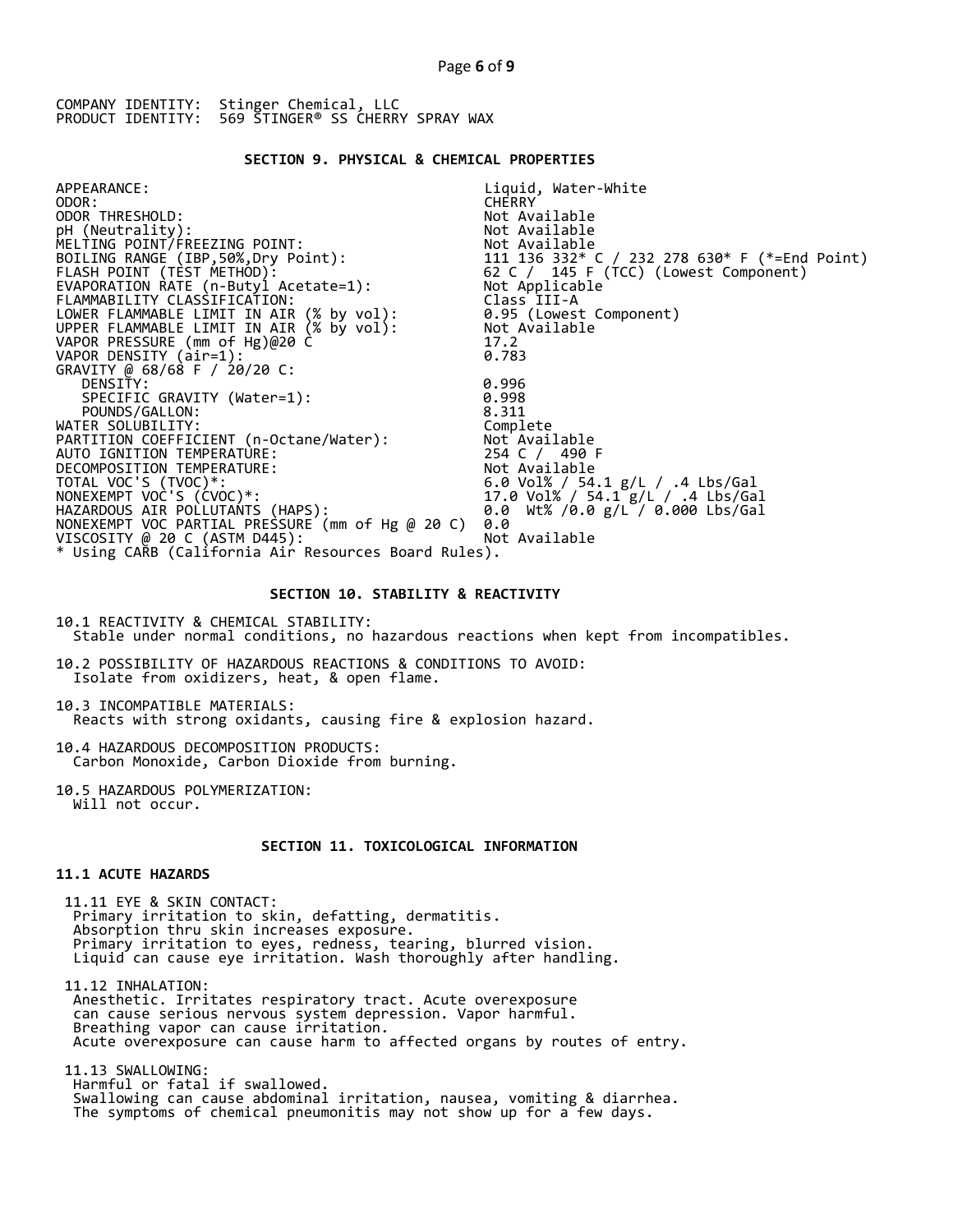COMPANY IDENTITY: Stinger Chemical, LLC
PRODUCT IDENTITY: 569 STINGER® SS CHERRY SPRAY WAX

## SECTION 9. PHYSICAL & CHEMICAL PROPERTIES

| Property | Value |
|---|---|
| APPEARANCE: | Liquid, Water-White |
| ODOR: | CHERRY |
| ODOR THRESHOLD: | Not Available |
| pH (Neutrality): | Not Available |
| MELTING POINT/FREEZING POINT: | Not Available |
| BOILING RANGE (IBP,50%,Dry Point): | 111 136 332* C / 232 278 630* F (*=End Point) |
| FLASH POINT (TEST METHOD): | 62 C / 145 F (TCC) (Lowest Component) |
| EVAPORATION RATE (n-Butyl Acetate=1): | Not Applicable |
| FLAMMABILITY CLASSIFICATION: | Class III-A |
| LOWER FLAMMABLE LIMIT IN AIR (% by vol): | 0.95 (Lowest Component) |
| UPPER FLAMMABLE LIMIT IN AIR (% by vol): | Not Available |
| VAPOR PRESSURE (mm of Hg)@20 C | 17.2 |
| VAPOR DENSITY (air=1): | 0.783 |
| GRAVITY @ 68/68 F / 20/20 C: | |
| DENSITY: | 0.996 |
| SPECIFIC GRAVITY (Water=1): | 0.998 |
| POUNDS/GALLON: | 8.311 |
| WATER SOLUBILITY: | Complete |
| PARTITION COEFFICIENT (n-Octane/Water): | Not Available |
| AUTO IGNITION TEMPERATURE: | 254 C / 490 F |
| DECOMPOSITION TEMPERATURE: | Not Available |
| TOTAL VOC'S (TVOC)*: | 6.0 Vol% / 54.1 g/L / .4 Lbs/Gal |
| NONEXEMPT VOC'S (CVOC)*: | 17.0 Vol% / 54.1 g/L / .4 Lbs/Gal |
| HAZARDOUS AIR POLLUTANTS (HAPS): | 0.0 Wt% /0.0 g/L / 0.000 Lbs/Gal |
| NONEXEMPT VOC PARTIAL PRESSURE (mm of Hg @ 20 C) | 0.0 |
| VISCOSITY @ 20 C (ASTM D445): | Not Available |

* Using CARB (California Air Resources Board Rules).

## SECTION 10. STABILITY & REACTIVITY

10.1 REACTIVITY & CHEMICAL STABILITY:
Stable under normal conditions, no hazardous reactions when kept from incompatibles.

10.2 POSSIBILITY OF HAZARDOUS REACTIONS & CONDITIONS TO AVOID:
Isolate from oxidizers, heat, & open flame.

10.3 INCOMPATIBLE MATERIALS:
Reacts with strong oxidants, causing fire & explosion hazard.

10.4 HAZARDOUS DECOMPOSITION PRODUCTS:
Carbon Monoxide, Carbon Dioxide from burning.

10.5 HAZARDOUS POLYMERIZATION:
Will not occur.

## SECTION 11. TOXICOLOGICAL INFORMATION

### 11.1 ACUTE HAZARDS

11.11 EYE & SKIN CONTACT:
Primary irritation to skin, defatting, dermatitis.
Absorption thru skin increases exposure.
Primary irritation to eyes, redness, tearing, blurred vision.
Liquid can cause eye irritation. Wash thoroughly after handling.

11.12 INHALATION:
Anesthetic. Irritates respiratory tract. Acute overexposure
can cause serious nervous system depression. Vapor harmful.
Breathing vapor can cause irritation.
Acute overexposure can cause harm to affected organs by routes of entry.

11.13 SWALLOWING:
Harmful or fatal if swallowed.
Swallowing can cause abdominal irritation, nausea, vomiting & diarrhea.
The symptoms of chemical pneumonitis may not show up for a few days.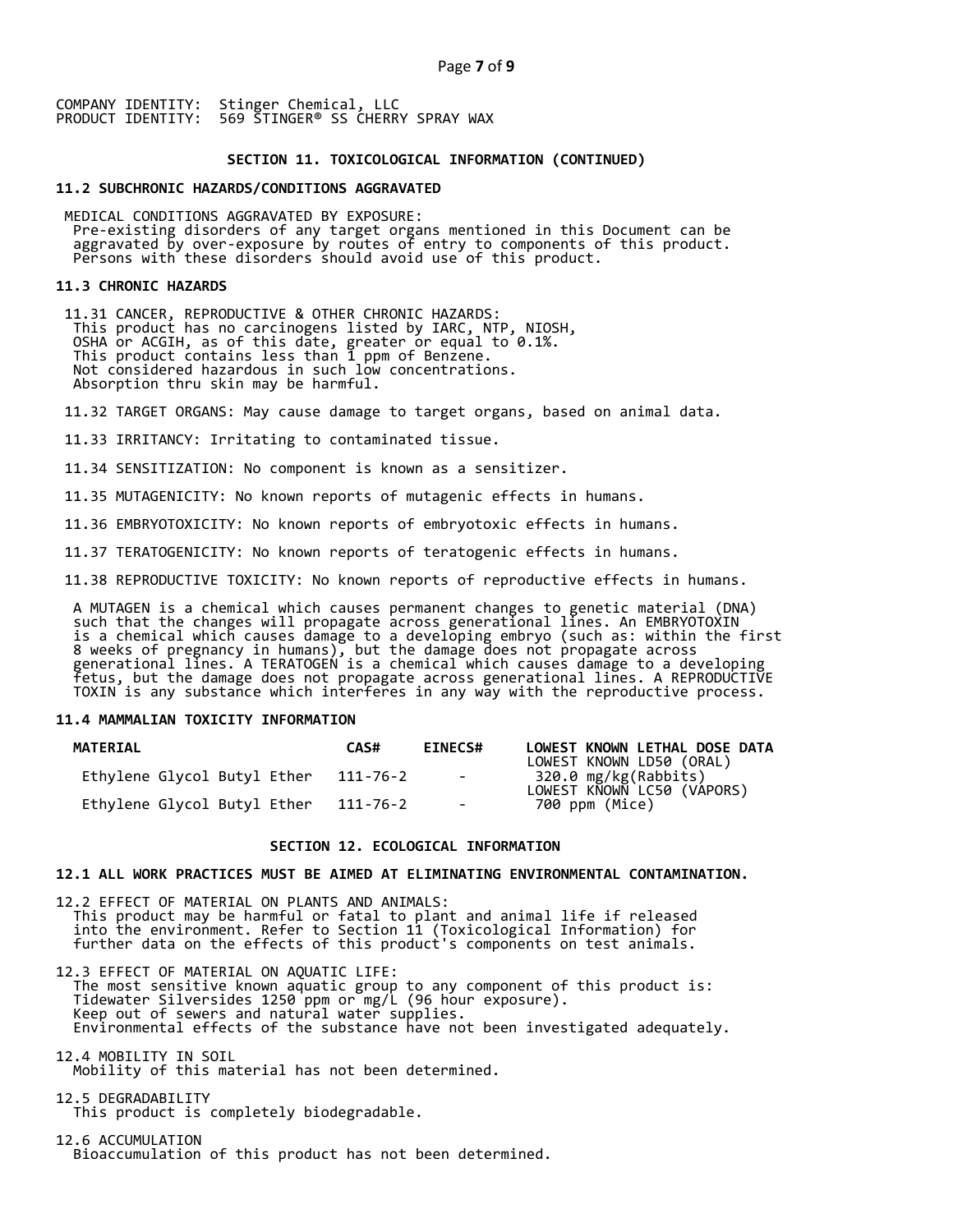COMPANY IDENTITY: Stinger Chemical, LLC
PRODUCT IDENTITY: 569 STINGER® SS CHERRY SPRAY WAX

## SECTION 11. TOXICOLOGICAL INFORMATION (CONTINUED)

### 11.2 SUBCHRONIC HAZARDS/CONDITIONS AGGRAVATED

MEDICAL CONDITIONS AGGRAVATED BY EXPOSURE:
Pre-existing disorders of any target organs mentioned in this Document can be aggravated by over-exposure by routes of entry to components of this product. Persons with these disorders should avoid use of this product.

### 11.3 CHRONIC HAZARDS

11.31 CANCER, REPRODUCTIVE & OTHER CHRONIC HAZARDS:
This product has no carcinogens listed by IARC, NTP, NIOSH, OSHA or ACGIH, as of this date, greater or equal to 0.1%.
This product contains less than 1 ppm of Benzene.
Not considered hazardous in such low concentrations.
Absorption thru skin may be harmful.

11.32 TARGET ORGANS: May cause damage to target organs, based on animal data.

11.33 IRRITANCY: Irritating to contaminated tissue.

11.34 SENSITIZATION: No component is known as a sensitizer.

11.35 MUTAGENICITY: No known reports of mutagenic effects in humans.

11.36 EMBRYOTOXICITY: No known reports of embryotoxic effects in humans.

11.37 TERATOGENICITY: No known reports of teratogenic effects in humans.

11.38 REPRODUCTIVE TOXICITY: No known reports of reproductive effects in humans.

A MUTAGEN is a chemical which causes permanent changes to genetic material (DNA) such that the changes will propagate across generational lines. An EMBRYOTOXIN is a chemical which causes damage to a developing embryo (such as: within the first 8 weeks of pregnancy in humans), but the damage does not propagate across generational lines. A TERATOGEN is a chemical which causes damage to a developing fetus, but the damage does not propagate across generational lines. A REPRODUCTIVE TOXIN is any substance which interferes in any way with the reproductive process.

### 11.4 MAMMALIAN TOXICITY INFORMATION

| MATERIAL | CAS# | EINECS# | LOWEST KNOWN LETHAL DOSE DATA |
|---|---|---|---|
| Ethylene Glycol Butyl Ether | 111-76-2 | - | LOWEST KNOWN LD50 (ORAL) 320.0 mg/kg(Rabbits) |
| Ethylene Glycol Butyl Ether | 111-76-2 | - | LOWEST KNOWN LC50 (VAPORS) 700 ppm (Mice) |

## SECTION 12. ECOLOGICAL INFORMATION

### 12.1 ALL WORK PRACTICES MUST BE AIMED AT ELIMINATING ENVIRONMENTAL CONTAMINATION.

12.2 EFFECT OF MATERIAL ON PLANTS AND ANIMALS:
This product may be harmful or fatal to plant and animal life if released into the environment. Refer to Section 11 (Toxicological Information) for further data on the effects of this product's components on test animals.

12.3 EFFECT OF MATERIAL ON AQUATIC LIFE:
The most sensitive known aquatic group to any component of this product is:
Tidewater Silversides 1250 ppm or mg/L (96 hour exposure).
Keep out of sewers and natural water supplies.
Environmental effects of the substance have not been investigated adequately.

12.4 MOBILITY IN SOIL
Mobility of this material has not been determined.

12.5 DEGRADABILITY
This product is completely biodegradable.

12.6 ACCUMULATION
Bioaccumulation of this product has not been determined.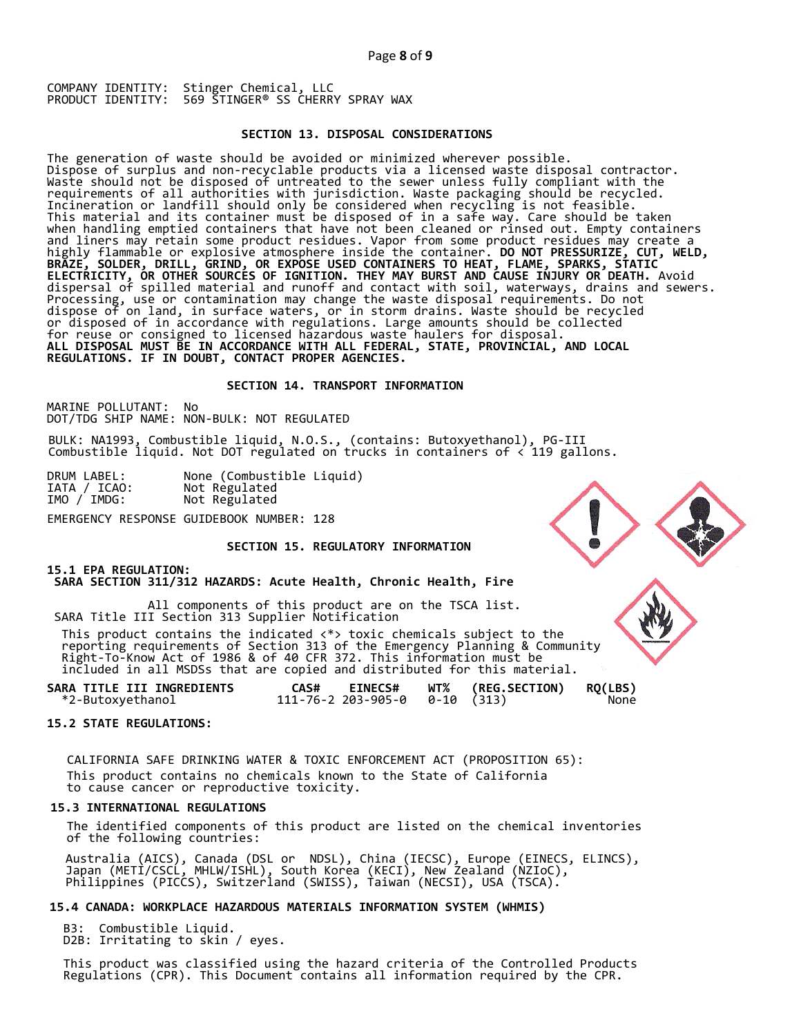COMPANY IDENTITY: Stinger Chemical, LLC
PRODUCT IDENTITY: 569 STINGER® SS CHERRY SPRAY WAX

## SECTION 13. DISPOSAL CONSIDERATIONS

The generation of waste should be avoided or minimized wherever possible. Dispose of surplus and non-recyclable products via a licensed waste disposal contractor. Waste should not be disposed of untreated to the sewer unless fully compliant with the requirements of all authorities with jurisdiction. Waste packaging should be recycled. Incineration or landfill should only be considered when recycling is not feasible. This material and its container must be disposed of in a safe way. Care should be taken when handling emptied containers that have not been cleaned or rinsed out. Empty containers and liners may retain some product residues. Vapor from some product residues may create a highly flammable or explosive atmosphere inside the container. **DO NOT PRESSURIZE, CUT, WELD, BRAZE, SOLDER, DRILL, GRIND, OR EXPOSE USED CONTAINERS TO HEAT, FLAME, SPARKS, STATIC ELECTRICITY, OR OTHER SOURCES OF IGNITION. THEY MAY BURST AND CAUSE INJURY OR DEATH.** Avoid dispersal of spilled material and runoff and contact with soil, waterways, drains and sewers. Processing, use or contamination may change the waste disposal requirements. Do not dispose of on land, in surface waters, or in storm drains. Waste should be recycled or disposed of in accordance with regulations. Large amounts should be collected for reuse or consigned to licensed hazardous waste haulers for disposal.
**ALL DISPOSAL MUST BE IN ACCORDANCE WITH ALL FEDERAL, STATE, PROVINCIAL, AND LOCAL REGULATIONS. IF IN DOUBT, CONTACT PROPER AGENCIES.**

## SECTION 14. TRANSPORT INFORMATION

MARINE POLLUTANT: No
DOT/TDG SHIP NAME: NON-BULK: NOT REGULATED

BULK: NA1993, Combustible liquid, N.O.S., (contains: Butoxyethanol), PG-III
Combustible liquid. Not DOT regulated on trucks in containers of < 119 gallons.

DRUM LABEL: None (Combustible Liquid)
IATA / ICAO: Not Regulated
IMO / IMDG: Not Regulated

EMERGENCY RESPONSE GUIDEBOOK NUMBER: 128

## SECTION 15. REGULATORY INFORMATION

### 15.1 EPA REGULATION:
**SARA SECTION 311/312 HAZARDS: Acute Health, Chronic Health, Fire**

All components of this product are on the TSCA list.
SARA Title III Section 313 Supplier Notification

This product contains the indicated <*> toxic chemicals subject to the reporting requirements of Section 313 of the Emergency Planning & Community Right-To-Know Act of 1986 & of 40 CFR 372. This information must be included in all MSDSs that are copied and distributed for this material.

| SARA TITLE III INGREDIENTS | CAS# | EINECS# | WT% | (REG.SECTION) | RQ(LBS) |
|---|---|---|---|---|---|
| *2-Butoxyethanol | 111-76-2 | 203-905-0 | 0-10 | (313) | None |

### 15.2 STATE REGULATIONS:

CALIFORNIA SAFE DRINKING WATER & TOXIC ENFORCEMENT ACT (PROPOSITION 65):
This product contains no chemicals known to the State of California to cause cancer or reproductive toxicity.

### 15.3 INTERNATIONAL REGULATIONS

The identified components of this product are listed on the chemical inventories of the following countries:

Australia (AICS), Canada (DSL or NDSL), China (IECSC), Europe (EINECS, ELINCS), Japan (METI/CSCL, MHLW/ISHL), South Korea (KECI), New Zealand (NZIoC), Philippines (PICCS), Switzerland (SWISS), Taiwan (NECSI), USA (TSCA).

### 15.4 CANADA: WORKPLACE HAZARDOUS MATERIALS INFORMATION SYSTEM (WHMIS)

B3: Combustible Liquid.
D2B: Irritating to skin / eyes.

This product was classified using the hazard criteria of the Controlled Products Regulations (CPR). This Document contains all information required by the CPR.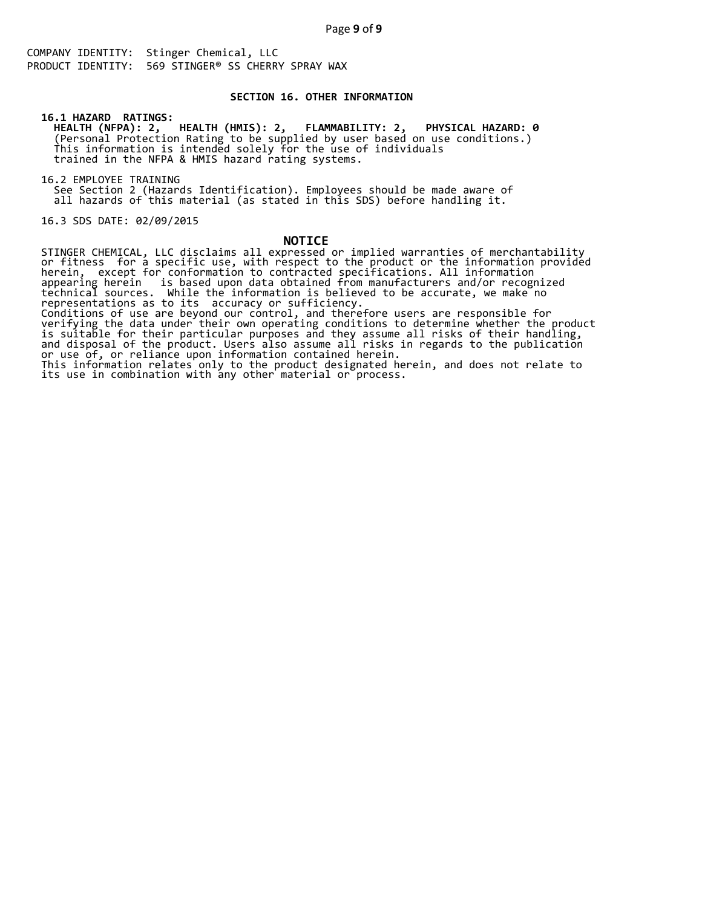COMPANY IDENTITY: Stinger Chemical, LLC
PRODUCT IDENTITY: 569 STINGER® SS CHERRY SPRAY WAX

## SECTION 16. OTHER INFORMATION

**16.1 HAZARD RATINGS:**
**HEALTH (NFPA): 2, HEALTH (HMIS): 2, FLAMMABILITY: 2, PHYSICAL HAZARD: 0**
(Personal Protection Rating to be supplied by user based on use conditions.)
This information is intended solely for the use of individuals trained in the NFPA & HMIS hazard rating systems.

16.2 EMPLOYEE TRAINING
See Section 2 (Hazards Identification). Employees should be made aware of all hazards of this material (as stated in this SDS) before handling it.

16.3 SDS DATE: 02/09/2015

**NOTICE**

STINGER CHEMICAL, LLC disclaims all expressed or implied warranties of merchantability or fitness for a specific use, with respect to the product or the information provided herein, except for conformation to contracted specifications. All information appearing herein is based upon data obtained from manufacturers and/or recognized technical sources. While the information is believed to be accurate, we make no representations as to its accuracy or sufficiency.
Conditions of use are beyond our control, and therefore users are responsible for verifying the data under their own operating conditions to determine whether the product is suitable for their particular purposes and they assume all risks of their handling, and disposal of the product. Users also assume all risks in regards to the publication or use of, or reliance upon information contained herein.
This information relates only to the product designated herein, and does not relate to its use in combination with any other material or process.